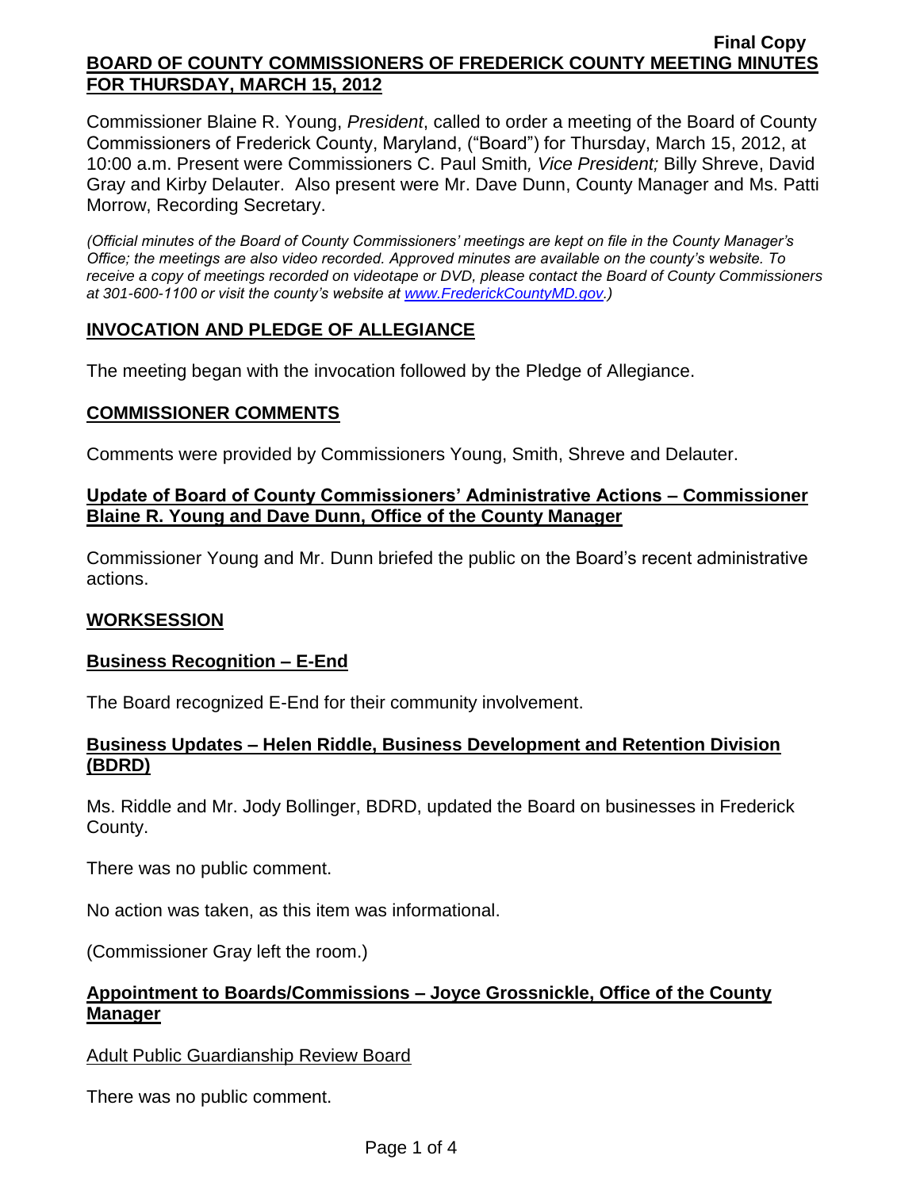Final Copy

**BOARD OF COUNTY COMMISSIONERS OF FREDERICK COUNTY MEETING MINUTES FOR THURSDAY, MARCH 15, 2012**

Commissioner Blaine R. Young, *President*, called to order a meeting of the Board of County Commissioners of Frederick County, Maryland, ("Board") for Thursday, March 15, 2012, at 10:00 a.m. Present were Commissioners C. Paul Smith*, Vice President;* Billy Shreve, David Gray and Kirby Delauter. Also present were Mr. Dave Dunn, County Manager and Ms. Patti Morrow, Recording Secretary.

*(Official minutes of the Board of County Commissioners' meetings are kept on file in the County Manager's Office; the meetings are also video recorded. Approved minutes are available on the county's website. To receive a copy of meetings recorded on videotape or DVD, please contact the Board of County Commissioners at 301-600-1100 or visit the county's website at www.FrederickCountyMD.gov.)*

## INVOCATION AND PLEDGE OF ALLEGIANCE

The meeting began with the invocation followed by the Pledge of Allegiance.

## COMMISSIONER COMMENTS

Comments were provided by Commissioners Young, Smith, Shreve and Delauter.

## Update of Board of County Commissioners' Administrative Actions – Commissioner Blaine R. Young and Dave Dunn, Office of the County Manager

Commissioner Young and Mr. Dunn briefed the public on the Board's recent administrative actions.

## WORKSESSION

## Business Recognition – E-End

The Board recognized E-End for their community involvement.

## Business Updates – Helen Riddle, Business Development and Retention Division (BDRD)

Ms. Riddle and Mr. Jody Bollinger, BDRD, updated the Board on businesses in Frederick County.

There was no public comment.

No action was taken, as this item was informational.

(Commissioner Gray left the room.)

## Appointment to Boards/Commissions – Joyce Grossnickle, Office of the County Manager

Adult Public Guardianship Review Board

There was no public comment.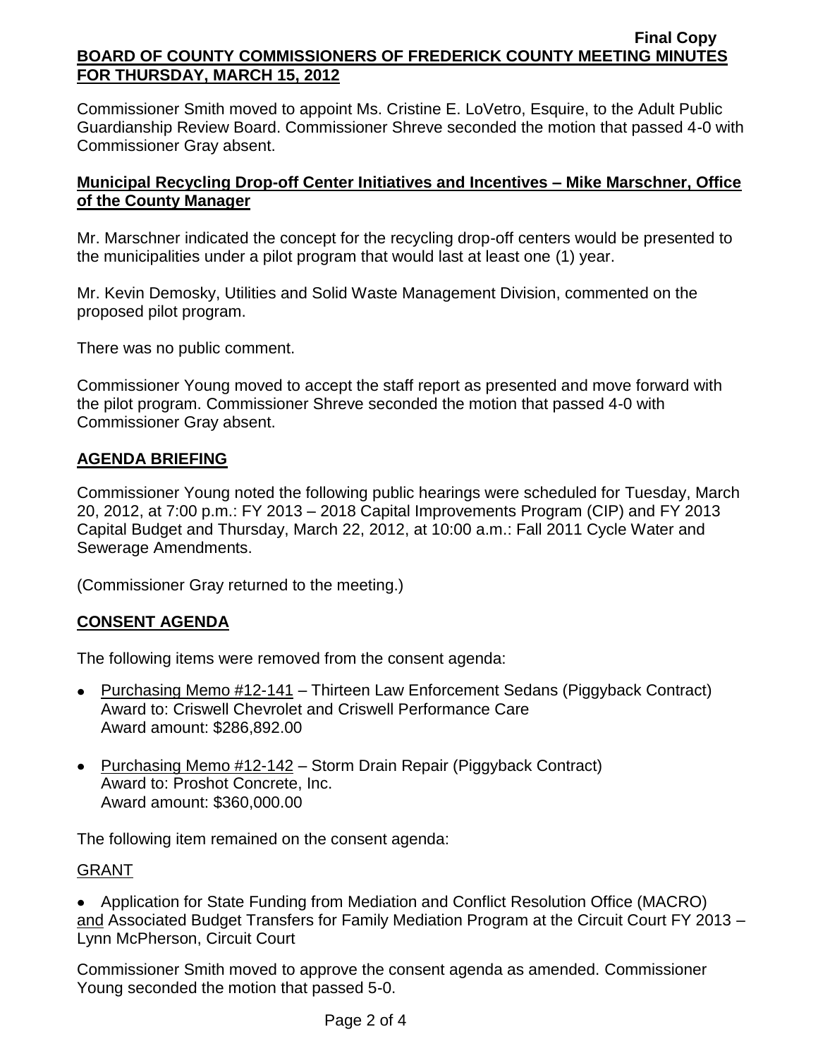Commissioner Smith moved to appoint Ms. Cristine E. LoVetro, Esquire, to the Adult Public Guardianship Review Board. Commissioner Shreve seconded the motion that passed 4-0 with Commissioner Gray absent.

**Municipal Recycling Drop-off Center Initiatives and Incentives – Mike Marschner, Office of the County Manager**

Mr. Marschner indicated the concept for the recycling drop-off centers would be presented to the municipalities under a pilot program that would last at least one (1) year.

Mr. Kevin Demosky, Utilities and Solid Waste Management Division, commented on the proposed pilot program.

There was no public comment.

Commissioner Young moved to accept the staff report as presented and move forward with the pilot program. Commissioner Shreve seconded the motion that passed 4-0 with Commissioner Gray absent.

## AGENDA BRIEFING

Commissioner Young noted the following public hearings were scheduled for Tuesday, March 20, 2012, at 7:00 p.m.: FY 2013 – 2018 Capital Improvements Program (CIP) and FY 2013 Capital Budget and Thursday, March 22, 2012, at 10:00 a.m.: Fall 2011 Cycle Water and Sewerage Amendments.

(Commissioner Gray returned to the meeting.)

## CONSENT AGENDA

The following items were removed from the consent agenda:

- Purchasing Memo #12-141 – Thirteen Law Enforcement Sedans (Piggyback Contract)
  Award to: Criswell Chevrolet and Criswell Performance Care
  Award amount: $286,892.00
- Purchasing Memo #12-142 – Storm Drain Repair (Piggyback Contract)
  Award to: Proshot Concrete, Inc.
  Award amount: $360,000.00

The following item remained on the consent agenda:

GRANT

- Application for State Funding from Mediation and Conflict Resolution Office (MACRO) and Associated Budget Transfers for Family Mediation Program at the Circuit Court FY 2013 – Lynn McPherson, Circuit Court

Commissioner Smith moved to approve the consent agenda as amended. Commissioner Young seconded the motion that passed 5-0.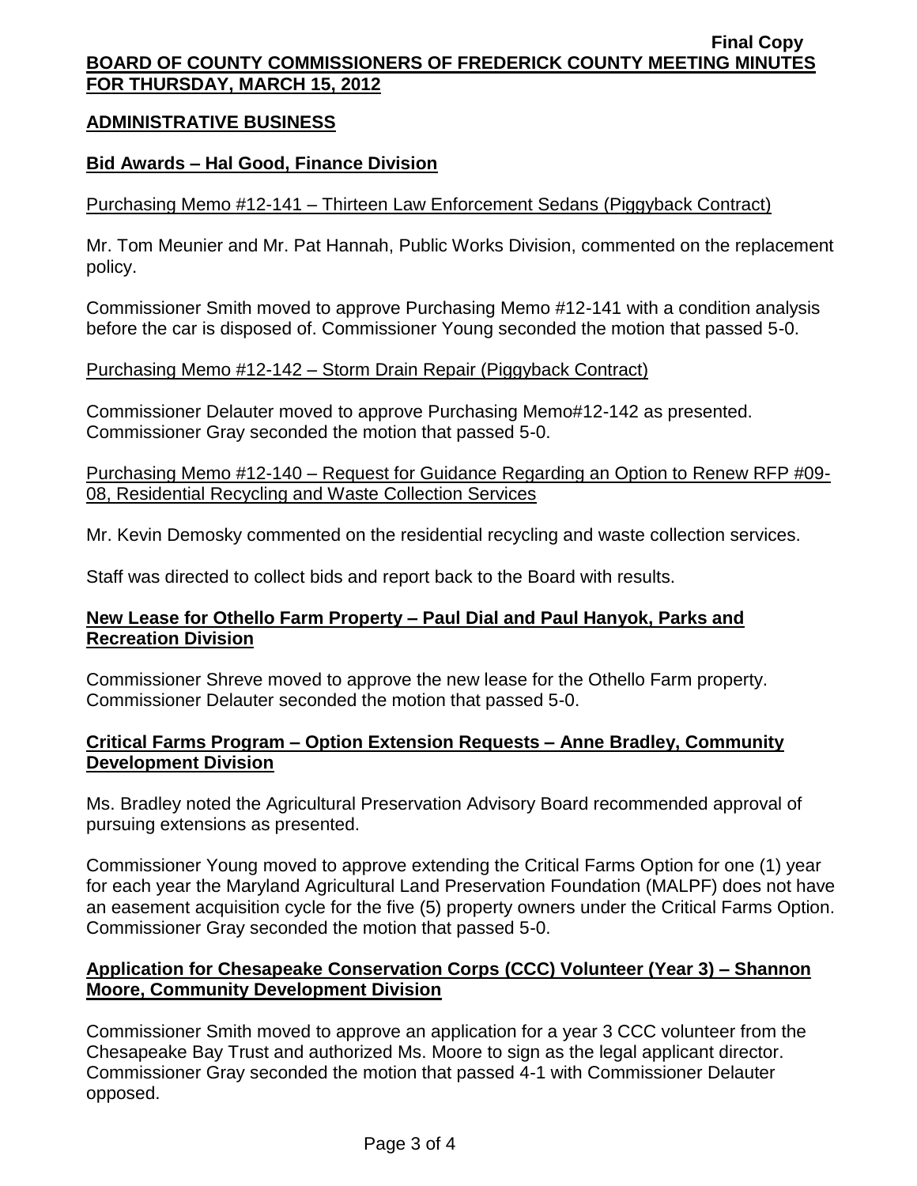## ADMINISTRATIVE BUSINESS

### Bid Awards – Hal Good, Finance Division

Purchasing Memo #12-141 – Thirteen Law Enforcement Sedans (Piggyback Contract)

Mr. Tom Meunier and Mr. Pat Hannah, Public Works Division, commented on the replacement policy.

Commissioner Smith moved to approve Purchasing Memo #12-141 with a condition analysis before the car is disposed of. Commissioner Young seconded the motion that passed 5-0.

Purchasing Memo #12-142 – Storm Drain Repair (Piggyback Contract)

Commissioner Delauter moved to approve Purchasing Memo#12-142 as presented. Commissioner Gray seconded the motion that passed 5-0.

Purchasing Memo #12-140 – Request for Guidance Regarding an Option to Renew RFP #09-08, Residential Recycling and Waste Collection Services

Mr. Kevin Demosky commented on the residential recycling and waste collection services.

Staff was directed to collect bids and report back to the Board with results.

### New Lease for Othello Farm Property – Paul Dial and Paul Hanyok, Parks and Recreation Division

Commissioner Shreve moved to approve the new lease for the Othello Farm property. Commissioner Delauter seconded the motion that passed 5-0.

### Critical Farms Program – Option Extension Requests – Anne Bradley, Community Development Division

Ms. Bradley noted the Agricultural Preservation Advisory Board recommended approval of pursuing extensions as presented.

Commissioner Young moved to approve extending the Critical Farms Option for one (1) year for each year the Maryland Agricultural Land Preservation Foundation (MALPF) does not have an easement acquisition cycle for the five (5) property owners under the Critical Farms Option. Commissioner Gray seconded the motion that passed 5-0.

### Application for Chesapeake Conservation Corps (CCC) Volunteer (Year 3) – Shannon Moore, Community Development Division

Commissioner Smith moved to approve an application for a year 3 CCC volunteer from the Chesapeake Bay Trust and authorized Ms. Moore to sign as the legal applicant director. Commissioner Gray seconded the motion that passed 4-1 with Commissioner Delauter opposed.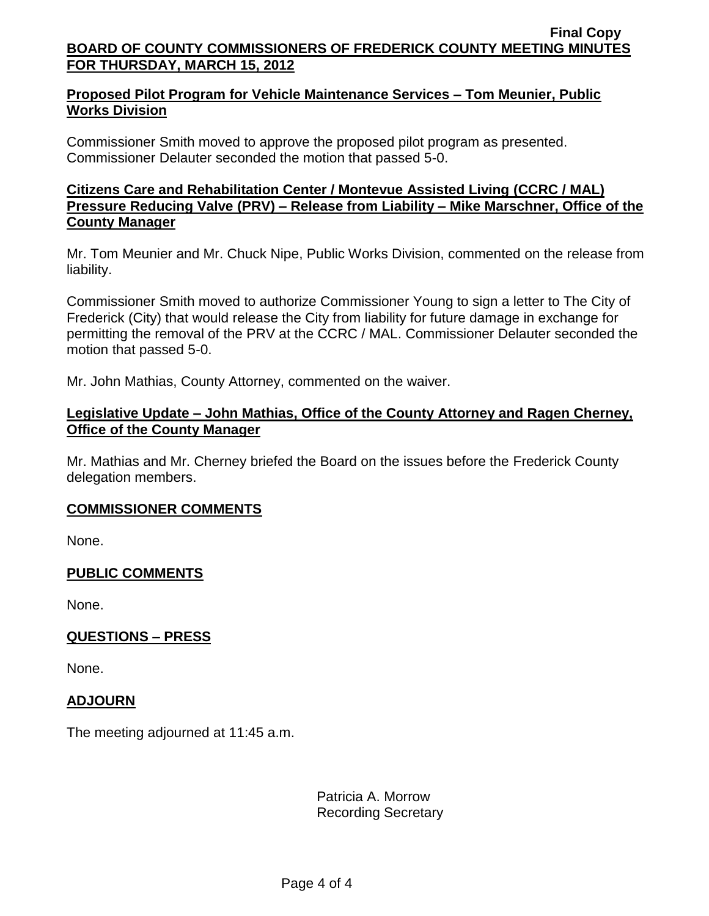## Proposed Pilot Program for Vehicle Maintenance Services – Tom Meunier, Public Works Division

Commissioner Smith moved to approve the proposed pilot program as presented. Commissioner Delauter seconded the motion that passed 5-0.

## Citizens Care and Rehabilitation Center / Montevue Assisted Living (CCRC / MAL) Pressure Reducing Valve (PRV) – Release from Liability – Mike Marschner, Office of the County Manager

Mr. Tom Meunier and Mr. Chuck Nipe, Public Works Division, commented on the release from liability.

Commissioner Smith moved to authorize Commissioner Young to sign a letter to The City of Frederick (City) that would release the City from liability for future damage in exchange for permitting the removal of the PRV at the CCRC / MAL. Commissioner Delauter seconded the motion that passed 5-0.

Mr. John Mathias, County Attorney, commented on the waiver.

## Legislative Update – John Mathias, Office of the County Attorney and Ragen Cherney, Office of the County Manager

Mr. Mathias and Mr. Cherney briefed the Board on the issues before the Frederick County delegation members.

## COMMISSIONER COMMENTS

None.

## PUBLIC COMMENTS

None.

## QUESTIONS – PRESS

None.

## ADJOURN

The meeting adjourned at 11:45 a.m.

Patricia A. Morrow
Recording Secretary